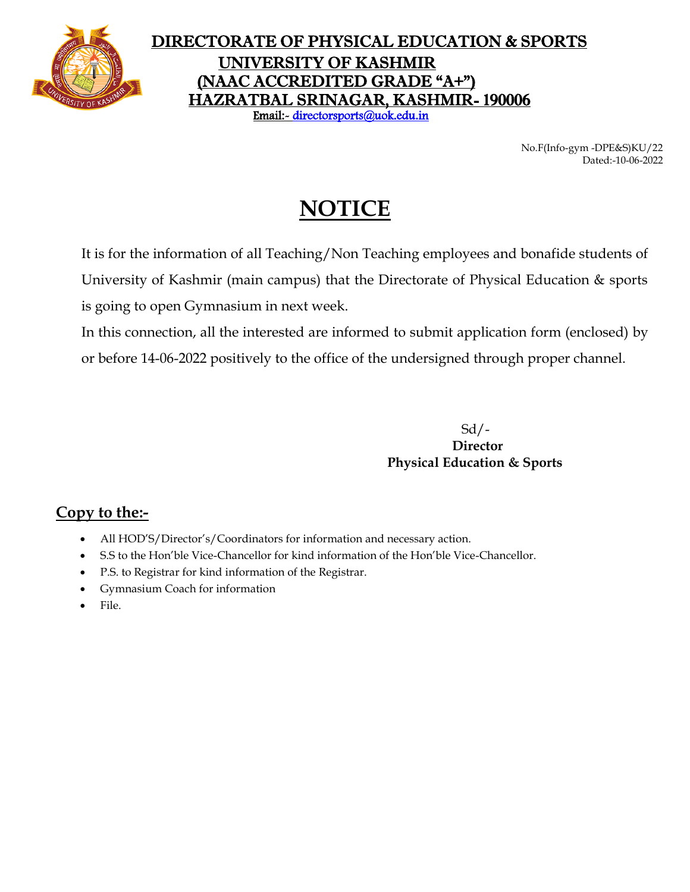# DIRECTORATE OF PHYSICAL EDUCATION & SPORTS
## UNIVERSITY OF KASHMIR
## (NAAC ACCREDITED GRADE "A+")
## HAZRATBAL SRINAGAR, KASHMIR- 190006

Email:- directorsports@uok.edu.in

No.F(Info-gym -DPE&S)KU/22
Dated:-10-06-2022

# NOTICE

It is for the information of all Teaching/Non Teaching employees and bonafide students of University of Kashmir (main campus) that the Directorate of Physical Education & sports is going to open Gymnasium in next week.

In this connection, all the interested are informed to submit application form (enclosed) by or before 14-06-2022 positively to the office of the undersigned through proper channel.

Sd/-
**Director**
**Physical Education & Sports**

**Copy to the:-**

- All HOD'S/Director's/Coordinators for information and necessary action.
- S.S to the Hon'ble Vice-Chancellor for kind information of the Hon'ble Vice-Chancellor.
- P.S. to Registrar for kind information of the Registrar.
- Gymnasium Coach for information
- File.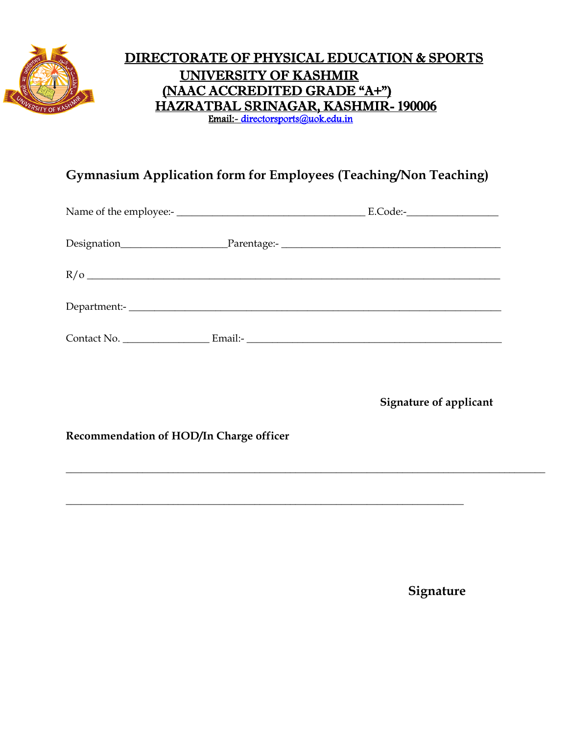# DIRECTORATE OF PHYSICAL EDUCATION & SPORTS

## UNIVERSITY OF KASHMIR

## (NAAC ACCREDITED GRADE "A+")

## HAZRATBAL SRINAGAR, KASHMIR- 190006

**Email:- directorsports@uok.edu.in**

### Gymnasium Application form for Employees (Teaching/Non Teaching)

Name of the employee:- ____________________________________ E.Code:-_________________

Designation____________________Parentage:- ________________________________________

R/o ______________________________________________________________________________

Department:- _____________________________________________________________________

Contact No. ________________ Email:- _______________________________________________

**Signature of applicant**

**Recommendation of HOD/In Charge officer**

__________________________________________________________________________________________

___________________________________________________________________________

**Signature**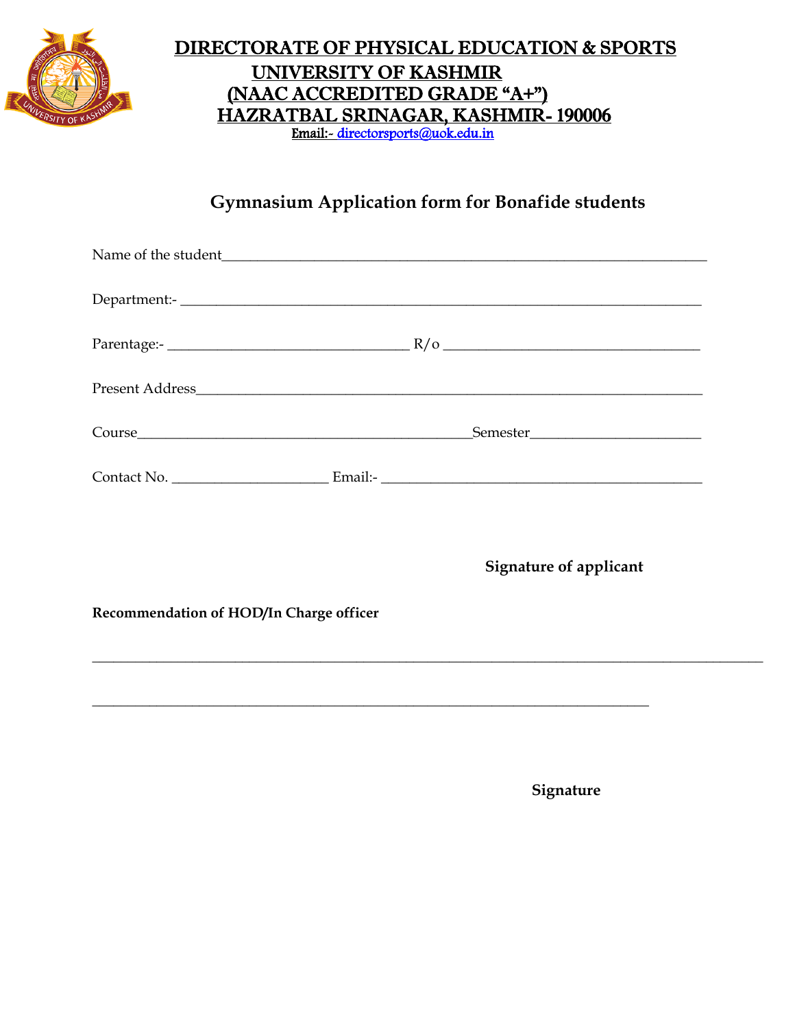# DIRECTORATE OF PHYSICAL EDUCATION & SPORTS
## UNIVERSITY OF KASHMIR
## (NAAC ACCREDITED GRADE "A+")
## HAZRATBAL SRINAGAR, KASHMIR- 190006

Email:- directorsports@uok.edu.in

## Gymnasium Application form for Bonafide students

Name of the student_________________________________________________________________

Department:- ______________________________________________________________________

Parentage:- ________________________________ R/o __________________________________

Present Address_____________________________________________________________________

Course______________________________________________Semester______________________

Contact No. _____________________ Email:- _________________________________________

**Signature of applicant**

**Recommendation of HOD/In Charge officer**

___________________________________________________________________________________________

___________________________________________________________________________

**Signature**